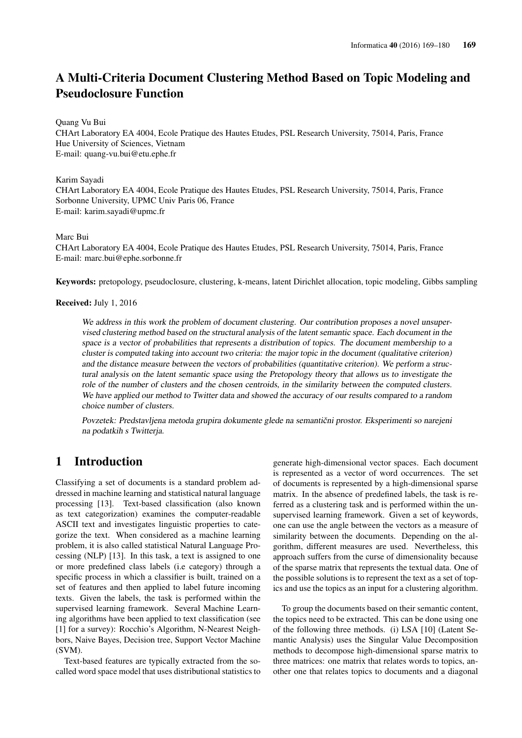# A Multi-Criteria Document Clustering Method Based on Topic Modeling and Pseudoclosure Function

Quang Vu Bui
CHArt Laboratory EA 4004, Ecole Pratique des Hautes Etudes, PSL Research University, 75014, Paris, France
Hue University of Sciences, Vietnam
E-mail: quang-vu.bui@etu.ephe.fr

Karim Sayadi
CHArt Laboratory EA 4004, Ecole Pratique des Hautes Etudes, PSL Research University, 75014, Paris, France
Sorbonne University, UPMC Univ Paris 06, France
E-mail: karim.sayadi@upmc.fr

Marc Bui
CHArt Laboratory EA 4004, Ecole Pratique des Hautes Etudes, PSL Research University, 75014, Paris, France
E-mail: marc.bui@ephe.sorbonne.fr

**Keywords:** pretopology, pseudoclosure, clustering, k-means, latent Dirichlet allocation, topic modeling, Gibbs sampling

**Received:** July 1, 2016

*We address in this work the problem of document clustering. Our contribution proposes a novel unsupervised clustering method based on the structural analysis of the latent semantic space. Each document in the space is a vector of probabilities that represents a distribution of topics. The document membership to a cluster is computed taking into account two criteria: the major topic in the document (qualitative criterion) and the distance measure between the vectors of probabilities (quantitative criterion). We perform a structural analysis on the latent semantic space using the Pretopology theory that allows us to investigate the role of the number of clusters and the chosen centroids, in the similarity between the computed clusters. We have applied our method to Twitter data and showed the accuracy of our results compared to a random choice number of clusters.*

*Povzetek: Predstavljena metoda grupira dokumente glede na semantični prostor. Eksperimenti so narejeni na podatkih s Twitterja.*

## 1 Introduction

Classifying a set of documents is a standard problem addressed in machine learning and statistical natural language processing [13]. Text-based classification (also known as text categorization) examines the computer-readable ASCII text and investigates linguistic properties to categorize the text. When considered as a machine learning problem, it is also called statistical Natural Language Processing (NLP) [13]. In this task, a text is assigned to one or more predefined class labels (i.e category) through a specific process in which a classifier is built, trained on a set of features and then applied to label future incoming texts. Given the labels, the task is performed within the supervised learning framework. Several Machine Learning algorithms have been applied to text classification (see [1] for a survey): Rocchio's Algorithm, N-Nearest Neighbors, Naive Bayes, Decision tree, Support Vector Machine (SVM).

Text-based features are typically extracted from the so-called word space model that uses distributional statistics to generate high-dimensional vector spaces. Each document is represented as a vector of word occurrences. The set of documents is represented by a high-dimensional sparse matrix. In the absence of predefined labels, the task is referred as a clustering task and is performed within the unsupervised learning framework. Given a set of keywords, one can use the angle between the vectors as a measure of similarity between the documents. Depending on the algorithm, different measures are used. Nevertheless, this approach suffers from the curse of dimensionality because of the sparse matrix that represents the textual data. One of the possible solutions is to represent the text as a set of topics and use the topics as an input for a clustering algorithm.

To group the documents based on their semantic content, the topics need to be extracted. This can be done using one of the following three methods. (i) LSA [10] (Latent Semantic Analysis) uses the Singular Value Decomposition methods to decompose high-dimensional sparse matrix to three matrices: one matrix that relates words to topics, another one that relates topics to documents and a diagonal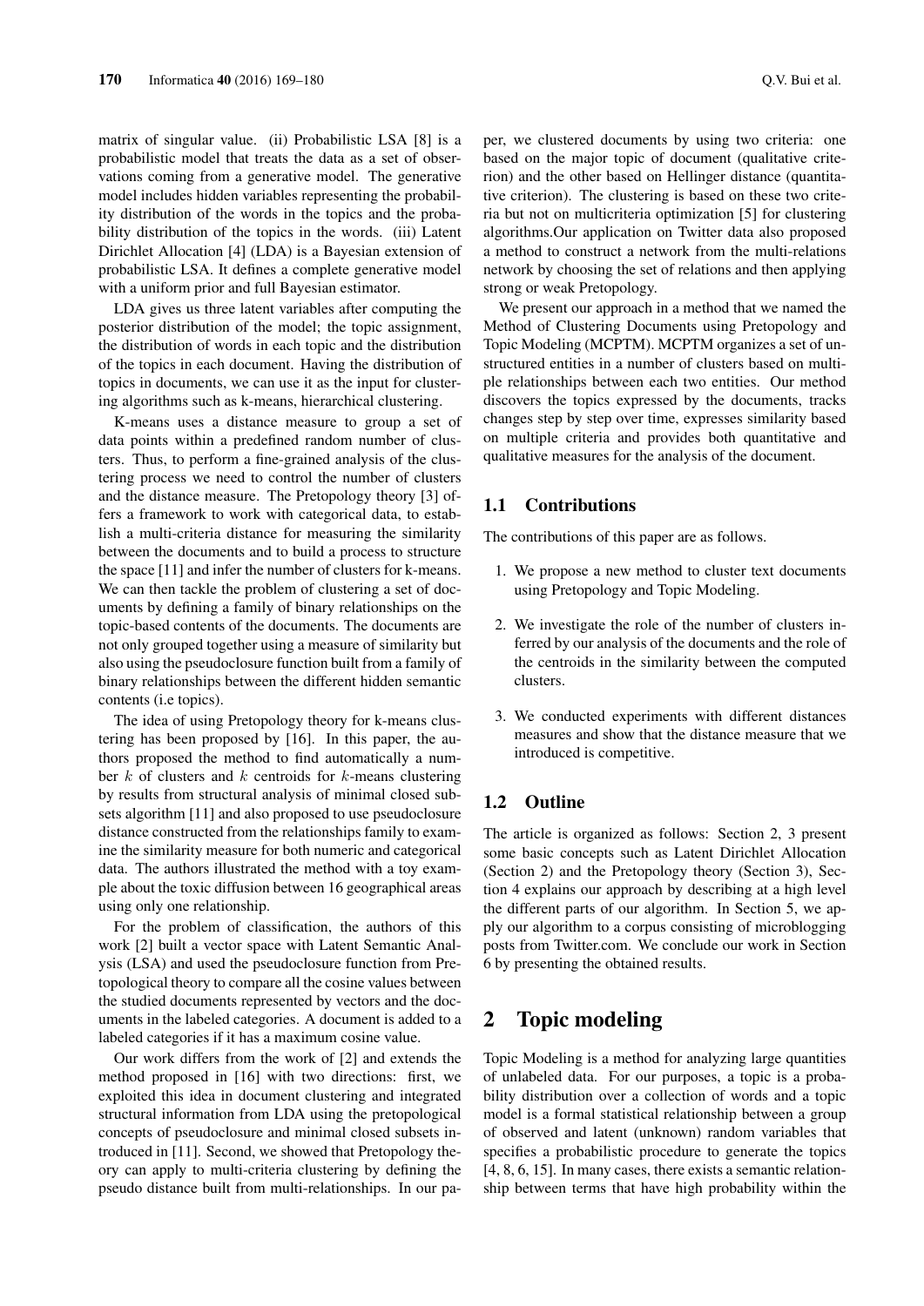matrix of singular value. (ii) Probabilistic LSA [8] is a probabilistic model that treats the data as a set of observations coming from a generative model. The generative model includes hidden variables representing the probability distribution of the words in the topics and the probability distribution of the topics in the words. (iii) Latent Dirichlet Allocation [4] (LDA) is a Bayesian extension of probabilistic LSA. It defines a complete generative model with a uniform prior and full Bayesian estimator.

LDA gives us three latent variables after computing the posterior distribution of the model; the topic assignment, the distribution of words in each topic and the distribution of the topics in each document. Having the distribution of topics in documents, we can use it as the input for clustering algorithms such as k-means, hierarchical clustering.

K-means uses a distance measure to group a set of data points within a predefined random number of clusters. Thus, to perform a fine-grained analysis of the clustering process we need to control the number of clusters and the distance measure. The Pretopology theory [3] offers a framework to work with categorical data, to establish a multi-criteria distance for measuring the similarity between the documents and to build a process to structure the space [11] and infer the number of clusters for k-means. We can then tackle the problem of clustering a set of documents by defining a family of binary relationships on the topic-based contents of the documents. The documents are not only grouped together using a measure of similarity but also using the pseudoclosure function built from a family of binary relationships between the different hidden semantic contents (i.e topics).

The idea of using Pretopology theory for k-means clustering has been proposed by [16]. In this paper, the authors proposed the method to find automatically a number $k$ of clusters and $k$ centroids for $k$-means clustering by results from structural analysis of minimal closed subsets algorithm [11] and also proposed to use pseudoclosure distance constructed from the relationships family to examine the similarity measure for both numeric and categorical data. The authors illustrated the method with a toy example about the toxic diffusion between 16 geographical areas using only one relationship.

For the problem of classification, the authors of this work [2] built a vector space with Latent Semantic Analysis (LSA) and used the pseudoclosure function from Pretopological theory to compare all the cosine values between the studied documents represented by vectors and the documents in the labeled categories. A document is added to a labeled categories if it has a maximum cosine value.

Our work differs from the work of [2] and extends the method proposed in [16] with two directions: first, we exploited this idea in document clustering and integrated structural information from LDA using the pretopological concepts of pseudoclosure and minimal closed subsets introduced in [11]. Second, we showed that Pretopology theory can apply to multi-criteria clustering by defining the pseudo distance built from multi-relationships. In our paper, we clustered documents by using two criteria: one based on the major topic of document (qualitative criterion) and the other based on Hellinger distance (quantitative criterion). The clustering is based on these two criteria but not on multicriteria optimization [5] for clustering algorithms.Our application on Twitter data also proposed a method to construct a network from the multi-relations network by choosing the set of relations and then applying strong or weak Pretopology.

We present our approach in a method that we named the Method of Clustering Documents using Pretopology and Topic Modeling (MCPTM). MCPTM organizes a set of unstructured entities in a number of clusters based on multiple relationships between each two entities. Our method discovers the topics expressed by the documents, tracks changes step by step over time, expresses similarity based on multiple criteria and provides both quantitative and qualitative measures for the analysis of the document.

### 1.1 Contributions

The contributions of this paper are as follows.

1. We propose a new method to cluster text documents using Pretopology and Topic Modeling.
2. We investigate the role of the number of clusters inferred by our analysis of the documents and the role of the centroids in the similarity between the computed clusters.
3. We conducted experiments with different distances measures and show that the distance measure that we introduced is competitive.

### 1.2 Outline

The article is organized as follows: Section 2, 3 present some basic concepts such as Latent Dirichlet Allocation (Section 2) and the Pretopology theory (Section 3), Section 4 explains our approach by describing at a high level the different parts of our algorithm. In Section 5, we apply our algorithm to a corpus consisting of microblogging posts from Twitter.com. We conclude our work in Section 6 by presenting the obtained results.

## 2 Topic modeling

Topic Modeling is a method for analyzing large quantities of unlabeled data. For our purposes, a topic is a probability distribution over a collection of words and a topic model is a formal statistical relationship between a group of observed and latent (unknown) random variables that specifies a probabilistic procedure to generate the topics [4, 8, 6, 15]. In many cases, there exists a semantic relationship between terms that have high probability within the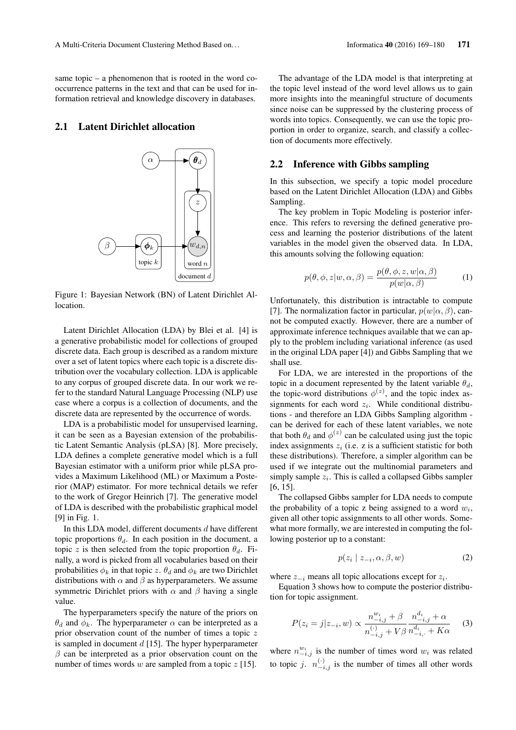same topic – a phenomenon that is rooted in the word co-occurrence patterns in the text and that can be used for information retrieval and knowledge discovery in databases.

## 2.1 Latent Dirichlet allocation

Figure 1: Bayesian Network (BN) of Latent Dirichlet Allocation.

Latent Dirichlet Allocation (LDA) by Blei et al. [4] is a generative probabilistic model for collections of grouped discrete data. Each group is described as a random mixture over a set of latent topics where each topic is a discrete distribution over the vocabulary collection. LDA is applicable to any corpus of grouped discrete data. In our work we refer to the standard Natural Language Processing (NLP) use case where a corpus is a collection of documents, and the discrete data are represented by the occurrence of words.

LDA is a probabilistic model for unsupervised learning, it can be seen as a Bayesian extension of the probabilistic Latent Semantic Analysis (pLSA) [8]. More precisely, LDA defines a complete generative model which is a full Bayesian estimator with a uniform prior while pLSA provides a Maximum Likelihood (ML) or Maximum a Posterior (MAP) estimator. For more technical details we refer to the work of Gregor Heinrich [7]. The generative model of LDA is described with the probabilistic graphical model [9] in Fig. 1.

In this LDA model, different documents $d$ have different topic proportions $\theta_d$. In each position in the document, a topic $z$ is then selected from the topic proportion $\theta_d$. Finally, a word is picked from all vocabularies based on their probabilities $\phi_k$ in that topic $z$. $\theta_d$ and $\phi_k$ are two Dirichlet distributions with $\alpha$ and $\beta$ as hyperparameters. We assume symmetric Dirichlet priors with $\alpha$ and $\beta$ having a single value.

The hyperparameters specify the nature of the priors on $\theta_d$ and $\phi_k$. The hyperparameter $\alpha$ can be interpreted as a prior observation count of the number of times a topic $z$ is sampled in document $d$ [15]. The hyper hyperparameter $\beta$ can be interpreted as a prior observation count on the number of times words $w$ are sampled from a topic $z$ [15].

The advantage of the LDA model is that interpreting at the topic level instead of the word level allows us to gain more insights into the meaningful structure of documents since noise can be suppressed by the clustering process of words into topics. Consequently, we can use the topic proportion in order to organize, search, and classify a collection of documents more effectively.

## 2.2 Inference with Gibbs sampling

In this subsection, we specify a topic model procedure based on the Latent Dirichlet Allocation (LDA) and Gibbs Sampling.

The key problem in Topic Modeling is posterior inference. This refers to reversing the defined generative process and learning the posterior distributions of the latent variables in the model given the observed data. In LDA, this amounts solving the following equation:

$$p(\theta, \phi, z|w, \alpha, \beta) = \frac{p(\theta, \phi, z, w|\alpha, \beta)}{p(w|\alpha, \beta)} \tag{1}$$

Unfortunately, this distribution is intractable to compute [7]. The normalization factor in particular, $p(w|\alpha, \beta)$, cannot be computed exactly. However, there are a number of approximate inference techniques available that we can apply to the problem including variational inference (as used in the original LDA paper [4]) and Gibbs Sampling that we shall use.

For LDA, we are interested in the proportions of the topic in a document represented by the latent variable $\theta_d$, the topic-word distributions $\phi^{(z)}$, and the topic index assignments for each word $z_i$. While conditional distributions - and therefore an LDA Gibbs Sampling algorithm - can be derived for each of these latent variables, we note that both $\theta_d$ and $\phi^{(z)}$ can be calculated using just the topic index assignments $z_i$ (i.e. z is a sufficient statistic for both these distributions). Therefore, a simpler algorithm can be used if we integrate out the multinomial parameters and simply sample $z_i$. This is called a collapsed Gibbs sampler [6, 15].

The collapsed Gibbs sampler for LDA needs to compute the probability of a topic z being assigned to a word $w_i$, given all other topic assignments to all other words. Somewhat more formally, we are interested in computing the following posterior up to a constant:

$$p(z_i \mid z_{-i}, \alpha, \beta, w) \tag{2}$$

where $z_{-i}$ means all topic allocations except for $z_i$.

Equation 3 shows how to compute the posterior distribution for topic assignment.

$$P(z_i = j|z_{-i}, w) \propto \frac{n_{-i,j}^{w_i} + \beta}{n_{-i,j}^{(\cdot)} + V\beta} \frac{n_{-i,j}^{d_i} + \alpha}{n_{-i,\cdot}^{d_i} + K\alpha} \tag{3}$$

where $n_{-i,j}^{w_i}$ is the number of times word $w_i$ was related to topic $j$. $n_{-i,j}^{(\cdot)}$ is the number of times all other words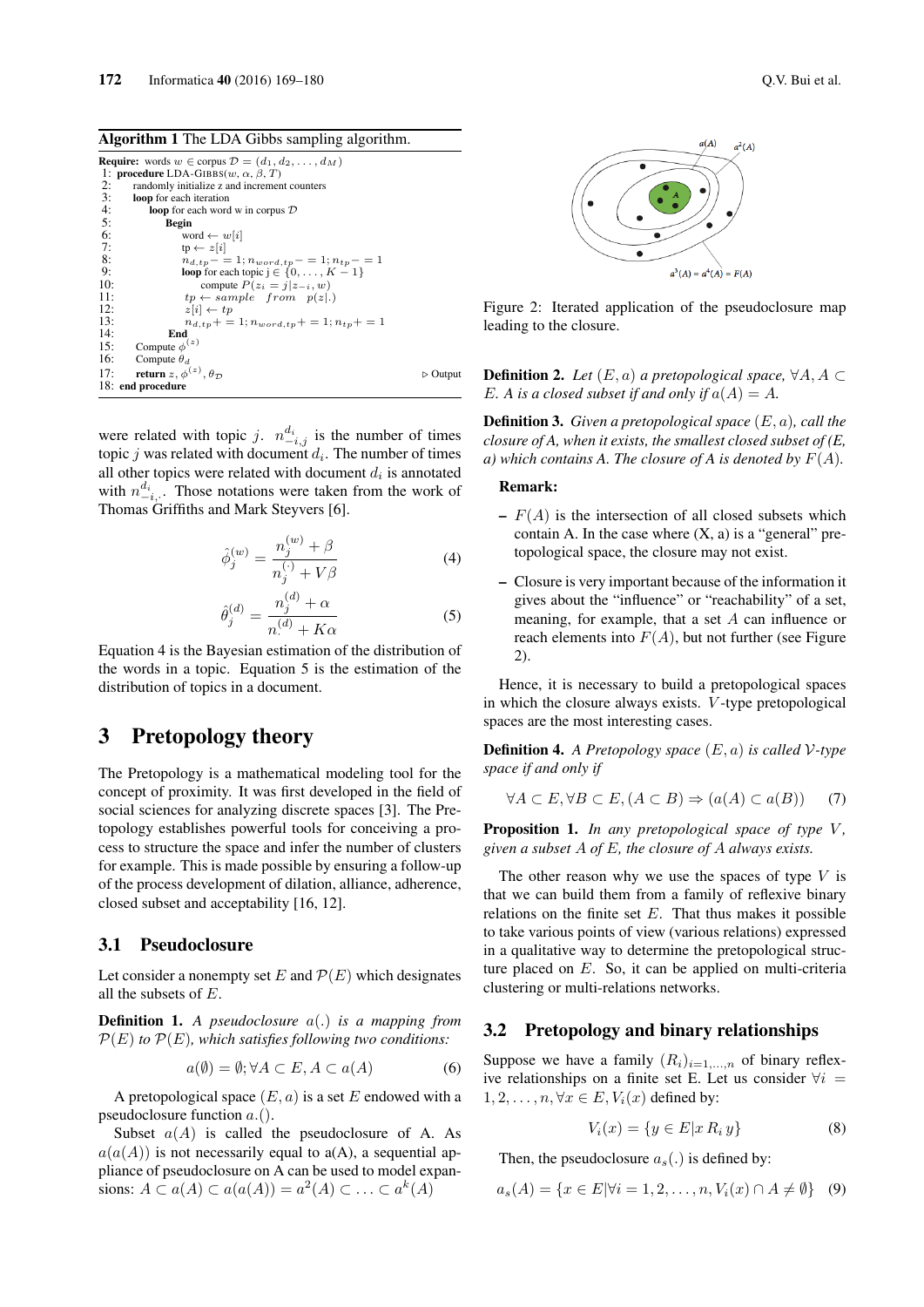**Algorithm 1** The LDA Gibbs sampling algorithm.

```
Require: words w ∈ corpus D = (d_1, d_2, ..., d_M)
 1: procedure LDA-GIBBS(w, α, β, T)
 2:     randomly initialize z and increment counters
 3:     loop for each iteration
 4:         loop for each word w in corpus D
 5:             Begin
 6:                 word ← w[i]
 7:                 tp ← z[i]
 8:                 n_{d,tp} −= 1; n_{word,tp} −= 1; n_{tp} −= 1
 9:                 loop for each topic j ∈ {0, ..., K − 1}
10:                     compute P(z_i = j | z_{−i}, w)
11:                 tp ← sample from p(z|.)
12:                 z[i] ← tp
13:                 n_{d,tp} += 1; n_{word,tp} += 1; n_{tp} += 1
14:             End
15:     Compute φ^(z)
16:     Compute θ_d
17:     return z, φ^(z), θ_D                                    ▷ Output
18: end procedure
```

were related with topic $j$. $n^{d_i}_{-i,j}$ is the number of times topic $j$ was related with document $d_i$. The number of times all other topics were related with document $d_i$ is annotated with $n^{d_i}_{-i,.}$. Those notations were taken from the work of Thomas Griffiths and Mark Steyvers [6].

$$\hat{\phi}^{(w)}_j = \frac{n^{(w)}_j + \beta}{n^{(\cdot)}_j + V\beta} \tag{4}$$

$$\hat{\theta}^{(d)}_j = \frac{n^{(d)}_j + \alpha}{n^{(d)}_{\cdot} + K\alpha} \tag{5}$$

Equation 4 is the Bayesian estimation of the distribution of the words in a topic. Equation 5 is the estimation of the distribution of topics in a document.

# 3 Pretopology theory

The Pretopology is a mathematical modeling tool for the concept of proximity. It was first developed in the field of social sciences for analyzing discrete spaces [3]. The Pretopology establishes powerful tools for conceiving a process to structure the space and infer the number of clusters for example. This is made possible by ensuring a follow-up of the process development of dilation, alliance, adherence, closed subset and acceptability [16, 12].

## 3.1 Pseudoclosure

Let consider a nonempty set $E$ and $\mathcal{P}(E)$ which designates all the subsets of $E$.

**Definition 1.** *A pseudoclosure $a(.)$ is a mapping from $\mathcal{P}(E)$ to $\mathcal{P}(E)$, which satisfies following two conditions:*

$$a(\emptyset) = \emptyset; \forall A \subset E, A \subset a(A) \tag{6}$$

A pretopological space $(E, a)$ is a set $E$ endowed with a pseudoclosure function $a.()$.

Subset $a(A)$ is called the pseudoclosure of A. As $a(a(A))$ is not necessarily equal to a(A), a sequential appliance of pseudoclosure on A can be used to model expansions: $A \subset a(A) \subset a(a(A)) = a^2(A) \subset \ldots \subset a^k(A)$

Figure 2: Iterated application of the pseudoclosure map leading to the closure.

**Definition 2.** *Let $(E, a)$ a pretopological space, $\forall A, A \subset E$. $A$ is a closed subset if and only if $a(A) = A$.*

**Definition 3.** *Given a pretopological space $(E, a)$, call the closure of A, when it exists, the smallest closed subset of (E, a) which contains A. The closure of A is denoted by $F(A)$.*

**Remark:**

- $F(A)$ is the intersection of all closed subsets which contain A. In the case where (X, a) is a "general" pretopological space, the closure may not exist.
- Closure is very important because of the information it gives about the "influence" or "reachability" of a set, meaning, for example, that a set $A$ can influence or reach elements into $F(A)$, but not further (see Figure 2).

Hence, it is necessary to build a pretopological spaces in which the closure always exists. $V$-type pretopological spaces are the most interesting cases.

**Definition 4.** *A Pretopology space $(E, a)$ is called $\mathcal{V}$-type space if and only if*

$$\forall A \subset E, \forall B \subset E, (A \subset B) \Rightarrow (a(A) \subset a(B)) \tag{7}$$

**Proposition 1.** *In any pretopological space of type $V$, given a subset $A$ of $E$, the closure of $A$ always exists.*

The other reason why we use the spaces of type $V$ is that we can build them from a family of reflexive binary relations on the finite set $E$. That thus makes it possible to take various points of view (various relations) expressed in a qualitative way to determine the pretopological structure placed on $E$. So, it can be applied on multi-criteria clustering or multi-relations networks.

## 3.2 Pretopology and binary relationships

Suppose we have a family $(R_i)_{i=1,\ldots,n}$ of binary reflexive relationships on a finite set E. Let us consider $\forall i = 1, 2, \ldots, n, \forall x \in E, V_i(x)$ defined by:

$$V_i(x) = \{y \in E | x\, R_i\, y\} \tag{8}$$

Then, the pseudoclosure $a_s(.)$ is defined by:

$$a_s(A) = \{x \in E | \forall i = 1, 2, \ldots, n, V_i(x) \cap A \neq \emptyset\} \tag{9}$$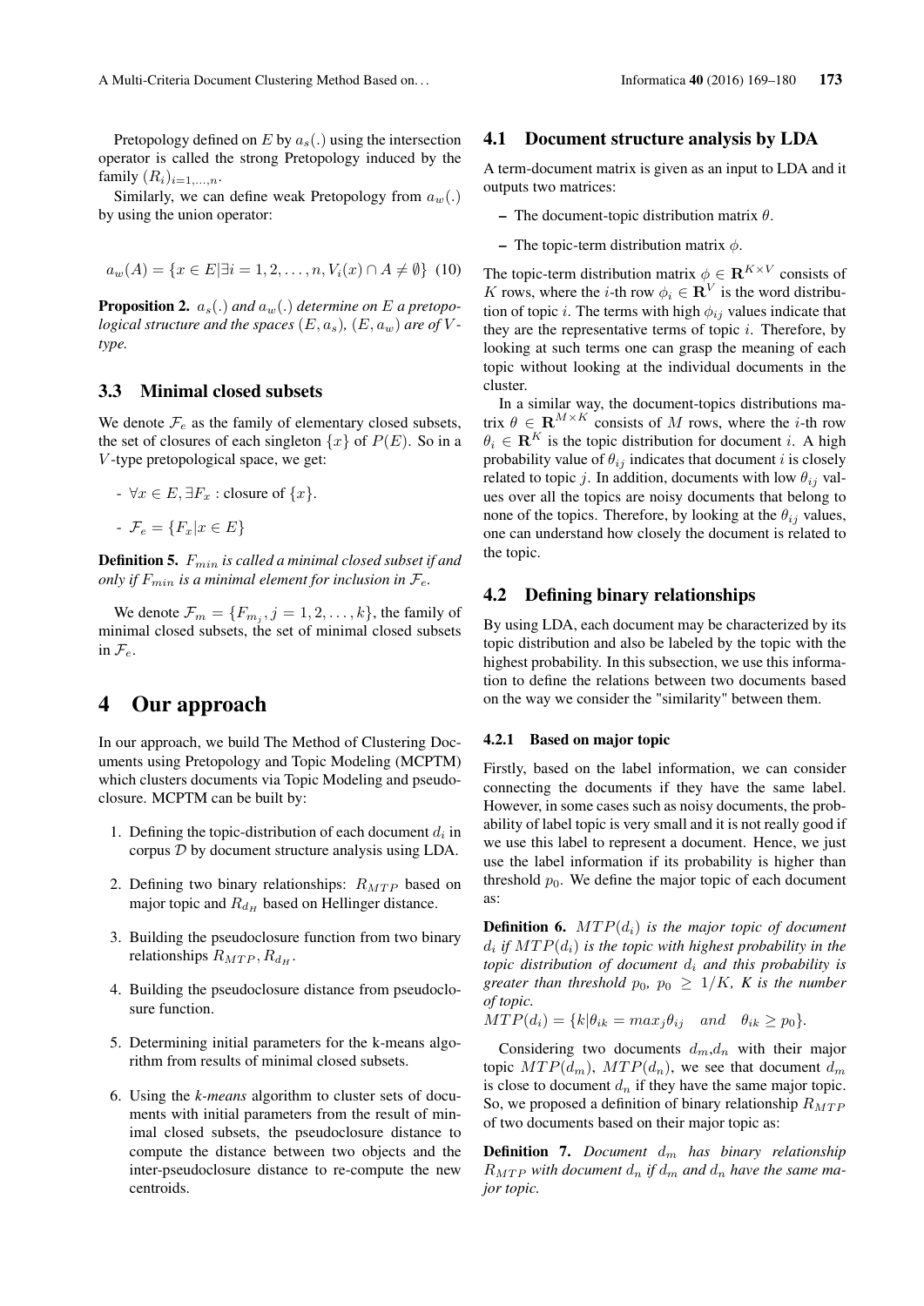Pretopology defined on $E$ by $a_s(.)$ using the intersection operator is called the strong Pretopology induced by the family $(R_i)_{i=1,...,n}$.

Similarly, we can define weak Pretopology from $a_w(.)$ by using the union operator:

$$a_w(A) = \{x \in E | \exists i = 1, 2, \ldots, n, V_i(x) \cap A \neq \emptyset\} \quad (10)$$

**Proposition 2.** *$a_s(.)$ and $a_w(.)$ determine on $E$ a pretopological structure and the spaces $(E, a_s)$, $(E, a_w)$ are of $V$-type.*

### 3.3 Minimal closed subsets

We denote $\mathcal{F}_e$ as the family of elementary closed subsets, the set of closures of each singleton $\{x\}$ of $P(E)$. So in a $V$-type pretopological space, we get:

- $\forall x \in E, \exists F_x$ : closure of $\{x\}$.
- $\mathcal{F}_e = \{F_x | x \in E\}$

**Definition 5.** *$F_{min}$ is called a minimal closed subset if and only if $F_{min}$ is a minimal element for inclusion in $\mathcal{F}_e$.*

We denote $\mathcal{F}_m = \{F_{m_j}, j = 1, 2, \ldots, k\}$, the family of minimal closed subsets, the set of minimal closed subsets in $\mathcal{F}_e$.

## 4 Our approach

In our approach, we build The Method of Clustering Documents using Pretopology and Topic Modeling (MCPTM) which clusters documents via Topic Modeling and pseudoclosure. MCPTM can be built by:

1. Defining the topic-distribution of each document $d_i$ in corpus $\mathcal{D}$ by document structure analysis using LDA.
2. Defining two binary relationships: $R_{MTP}$ based on major topic and $R_{d_H}$ based on Hellinger distance.
3. Building the pseudoclosure function from two binary relationships $R_{MTP}, R_{d_H}$.
4. Building the pseudoclosure distance from pseudoclosure function.
5. Determining initial parameters for the k-means algorithm from results of minimal closed subsets.
6. Using the *k-means* algorithm to cluster sets of documents with initial parameters from the result of minimal closed subsets, the pseudoclosure distance to compute the distance between two objects and the inter-pseudoclosure distance to re-compute the new centroids.

### 4.1 Document structure analysis by LDA

A term-document matrix is given as an input to LDA and it outputs two matrices:

- The document-topic distribution matrix $\theta$.
- The topic-term distribution matrix $\phi$.

The topic-term distribution matrix $\phi \in \mathbf{R}^{K \times V}$ consists of $K$ rows, where the $i$-th row $\phi_i \in \mathbf{R}^V$ is the word distribution of topic $i$. The terms with high $\phi_{ij}$ values indicate that they are the representative terms of topic $i$. Therefore, by looking at such terms one can grasp the meaning of each topic without looking at the individual documents in the cluster.

In a similar way, the document-topics distributions matrix $\theta \in \mathbf{R}^{M \times K}$ consists of $M$ rows, where the $i$-th row $\theta_i \in \mathbf{R}^K$ is the topic distribution for document $i$. A high probability value of $\theta_{ij}$ indicates that document $i$ is closely related to topic $j$. In addition, documents with low $\theta_{ij}$ values over all the topics are noisy documents that belong to none of the topics. Therefore, by looking at the $\theta_{ij}$ values, one can understand how closely the document is related to the topic.

### 4.2 Defining binary relationships

By using LDA, each document may be characterized by its topic distribution and also be labeled by the topic with the highest probability. In this subsection, we use this information to define the relations between two documents based on the way we consider the "similarity" between them.

#### 4.2.1 Based on major topic

Firstly, based on the label information, we can consider connecting the documents if they have the same label. However, in some cases such as noisy documents, the probability of label topic is very small and it is not really good if we use this label to represent a document. Hence, we just use the label information if its probability is higher than threshold $p_0$. We define the major topic of each document as:

**Definition 6.** *$MTP(d_i)$ is the major topic of document $d_i$ if $MTP(d_i)$ is the topic with highest probability in the topic distribution of document $d_i$ and this probability is greater than threshold $p_0$, $p_0 \geq 1/K$, $K$ is the number of topic.*

$MTP(d_i) = \{k | \theta_{ik} = max_j \theta_{ij} \quad and \quad \theta_{ik} \geq p_0\}$.

Considering two documents $d_m$,$d_n$ with their major topic $MTP(d_m)$, $MTP(d_n)$, we see that document $d_m$ is close to document $d_n$ if they have the same major topic. So, we proposed a definition of binary relationship $R_{MTP}$ of two documents based on their major topic as:

**Definition 7.** *Document $d_m$ has binary relationship $R_{MTP}$ with document $d_n$ if $d_m$ and $d_n$ have the same major topic.*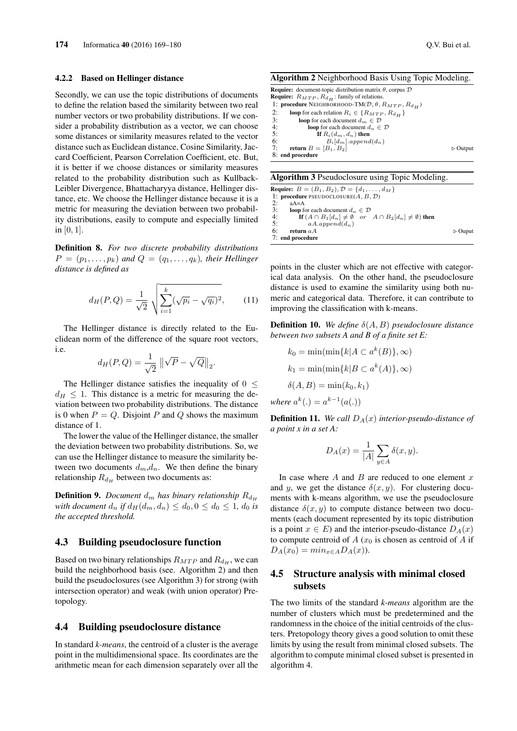#### 4.2.2 Based on Hellinger distance

Secondly, we can use the topic distributions of documents to define the relation based the similarity between two real number vectors or two probability distributions. If we consider a probability distribution as a vector, we can choose some distances or similarity measures related to the vector distance such as Euclidean distance, Cosine Similarity, Jaccard Coefficient, Pearson Correlation Coefficient, etc. But, it is better if we choose distances or similarity measures related to the probability distribution such as Kullback-Leibler Divergence, Bhattacharyya distance, Hellinger distance, etc. We choose the Hellinger distance because it is a metric for measuring the deviation between two probability distributions, easily to compute and especially limited in $[0, 1]$.

**Definition 8.** *For two discrete probability distributions $P = (p_1, \ldots, p_k)$ and $Q = (q_1, \ldots, q_k)$, their Hellinger distance is defined as*

$$d_H(P, Q) = \frac{1}{\sqrt{2}} \sqrt{\sum_{i=1}^{k} (\sqrt{p_i} - \sqrt{q_i})^2}, \qquad (11)$$

The Hellinger distance is directly related to the Euclidean norm of the difference of the square root vectors, i.e.

$$d_H(P, Q) = \frac{1}{\sqrt{2}} \left\| \sqrt{P} - \sqrt{Q} \right\|_2.$$

The Hellinger distance satisfies the inequality of $0 \leq d_H \leq 1$. This distance is a metric for measuring the deviation between two probability distributions. The distance is 0 when $P = Q$. Disjoint $P$ and $Q$ shows the maximum distance of 1.

The lower the value of the Hellinger distance, the smaller the deviation between two probability distributions. So, we can use the Hellinger distance to measure the similarity between two documents $d_m$,$d_n$. We then define the binary relationship $R_{d_H}$ between two documents as:

**Definition 9.** *Document $d_m$ has binary relationship $R_{d_H}$ with document $d_n$ if $d_H(d_m, d_n) \leq d_0, 0 \leq d_0 \leq 1$, $d_0$ is the accepted threshold.*

### 4.3 Building pseudoclosure function

Based on two binary relationships $R_{MTP}$ and $R_{d_H}$, we can build the neighborhood basis (see. Algorithm 2) and then build the pseudoclosures (see Algorithm 3) for strong (with intersection operator) and weak (with union operator) Pretopology.

### 4.4 Building pseudoclosure distance

In standard *k-means*, the centroid of a cluster is the average point in the multidimensional space. Its coordinates are the arithmetic mean for each dimension separately over all the points in the cluster which are not effective with categorical data analysis. On the other hand, the pseudoclosure distance is used to examine the similarity using both numeric and categorical data. Therefore, it can contribute to improving the classification with k-means.

**Algorithm 2** Neighborhood Basis Using Topic Modeling.

```
Require: document-topic distribution matrix θ, corpus D
Require: R_MTP, R_dH : family of relations.
1: procedure NEIGHBORHOOD-TM(D, θ, R_MTP, R_dH)
2:     loop for each relation R_i ∈ {R_MTP, R_dH}
3:         loop for each document d_m ∈ D
4:             loop for each document d_n ∈ D
5:                 If R_i(d_m, d_n) then
6:                     B_i[d_m].append(d_n)
7:     return B = [B_1, B_2]                          ▷ Output
8: end procedure
```

**Algorithm 3** Pseudoclosure using Topic Modeling.

```
Require: B = (B_1, B_2), D = {d_1, ..., d_M}
1: procedure PSEUDOCLOSURE(A, B, D)
2:     aA=A
3:     loop for each document d_n ∈ D
4:         If (A ∩ B_1[d_n] ≠ ∅   or   A ∩ B_2[d_n] ≠ ∅) then
5:             aA.append(d_n)
6:     return aA                                      ▷ Ouput
7: end procedure
```

**Definition 10.** *We define $\delta(A, B)$ pseudoclosure distance between two subsets A and B of a finite set E:*

$$k_0 = \min(\min\{k | A \subset a^k(B)\}, \infty)$$

$$k_1 = \min(\min\{k | B \subset a^k(A)\}, \infty)$$

$$\delta(A, B) = \min(k_0, k_1)$$

*where $a^k(.) = a^{k-1}(a(.))$*

**Definition 11.** *We call $D_A(x)$ interior-pseudo-distance of a point x in a set A:*

$$D_A(x) = \frac{1}{|A|} \sum_{y \in A} \delta(x, y).$$

In case where $A$ and $B$ are reduced to one element $x$ and $y$, we get the distance $\delta(x, y)$. For clustering documents with k-means algorithm, we use the pseudoclosure distance $\delta(x, y)$ to compute distance between two documents (each document represented by its topic distribution is a point $x \in E$) and the interior-pseudo-distance $D_A(x)$ to compute centroid of $A$ ($x_0$ is chosen as centroid of $A$ if $D_A(x_0) = min_{x \in A} D_A(x)$).

### 4.5 Structure analysis with minimal closed subsets

The two limits of the standard *k-means* algorithm are the number of clusters which must be predetermined and the randomness in the choice of the initial centroids of the clusters. Pretopology theory gives a good solution to omit these limits by using the result from minimal closed subsets. The algorithm to compute minimal closed subset is presented in algorithm 4.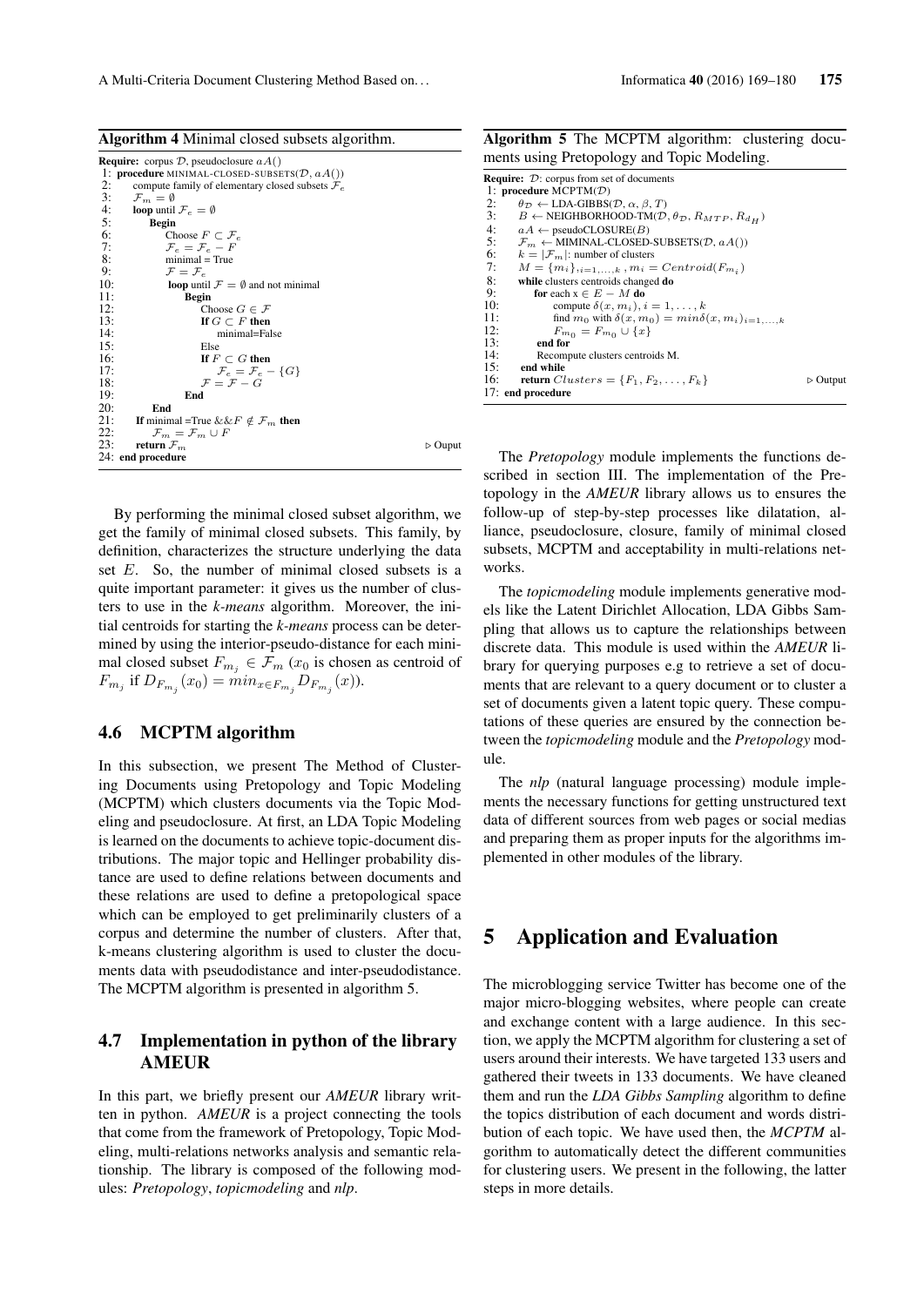**Algorithm 4** Minimal closed subsets algorithm.

```
Require: corpus D, pseudoclosure aA()
 1: procedure MINIMAL-CLOSED-SUBSETS(D, aA())
 2:     compute family of elementary closed subsets F_e
 3:     F_m = ∅
 4:     loop until F_e = ∅
 5:         Begin
 6:             Choose F ⊂ F_e
 7:             F_e = F_e − F
 8:             minimal = True
 9:             F = F_e
10:             loop until F = ∅ and not minimal
11:                 Begin
12:                     Choose G ∈ F
13:                     If G ⊂ F then
14:                         minimal=False
15:                     Else
16:                     If F ⊂ G then
17:                         F_e = F_e − {G}
18:                     F = F − G
19:                 End
20:         End
21:     If minimal =True && F ∉ F_m then
22:         F_m = F_m ∪ F
23:     return F_m                                          ▷ Ouput
24: end procedure
```

By performing the minimal closed subset algorithm, we get the family of minimal closed subsets. This family, by definition, characterizes the structure underlying the data set $E$. So, the number of minimal closed subsets is a quite important parameter: it gives us the number of clusters to use in the *k-means* algorithm. Moreover, the initial centroids for starting the *k-means* process can be determined by using the interior-pseudo-distance for each minimal closed subset $F_{m_j} \in \mathcal{F}_m$ ($x_0$ is chosen as centroid of $F_{m_j}$ if $D_{F_{m_j}}(x_0) = min_{x \in F_{m_j}} D_{F_{m_j}}(x)$).

### 4.6 MCPTM algorithm

In this subsection, we present The Method of Clustering Documents using Pretopology and Topic Modeling (MCPTM) which clusters documents via the Topic Modeling and pseudoclosure. At first, an LDA Topic Modeling is learned on the documents to achieve topic-document distributions. The major topic and Hellinger probability distance are used to define relations between documents and these relations are used to define a pretopological space which can be employed to get preliminarily clusters of a corpus and determine the number of clusters. After that, k-means clustering algorithm is used to cluster the documents data with pseudodistance and inter-pseudodistance. The MCPTM algorithm is presented in algorithm 5.

### 4.7 Implementation in python of the library AMEUR

In this part, we briefly present our *AMEUR* library written in python. *AMEUR* is a project connecting the tools that come from the framework of Pretopology, Topic Modeling, multi-relations networks analysis and semantic relationship. The library is composed of the following modules: *Pretopology*, *topicmodeling* and *nlp*.

**Algorithm 5** The MCPTM algorithm: clustering documents using Pretopology and Topic Modeling.

```
Require: D: corpus from set of documents
 1: procedure MCPTM(D)
 2:     θ_D ← LDA-GIBBS(D, α, β, T)
 3:     B ← NEIGHBORHOOD-TM(D, θ_D, R_MTP, R_dH)
 4:     aA ← pseudoCLOSURE(B)
 5:     F_m ← MIMINAL-CLOSED-SUBSETS(D, aA())
 6:     k = |F_m|: number of clusters
 7:     M = {m_i}, i=1,...,k , m_i = Centroid(F_mi)
 8:     while clusters centroids changed do
 9:         for each x ∈ E − M do
10:             compute δ(x, m_i), i = 1, ..., k
11:             find m_0 with δ(x, m_0) = minδ(x, m_i)_{i=1,...,k}
12:             F_m0 = F_m0 ∪ {x}
13:         end for
14:         Recompute clusters centroids M.
15:     end while
16:     return Clusters = {F_1, F_2, ..., F_k}             ▷ Output
17: end procedure
```

The *Pretopology* module implements the functions described in section III. The implementation of the Pretopology in the *AMEUR* library allows us to ensures the follow-up of step-by-step processes like dilatation, alliance, pseudoclosure, closure, family of minimal closed subsets, MCPTM and acceptability in multi-relations networks.

The *topicmodeling* module implements generative models like the Latent Dirichlet Allocation, LDA Gibbs Sampling that allows us to capture the relationships between discrete data. This module is used within the *AMEUR* library for querying purposes e.g to retrieve a set of documents that are relevant to a query document or to cluster a set of documents given a latent topic query. These computations of these queries are ensured by the connection between the *topicmodeling* module and the *Pretopology* module.

The *nlp* (natural language processing) module implements the necessary functions for getting unstructured text data of different sources from web pages or social medias and preparing them as proper inputs for the algorithms implemented in other modules of the library.

## 5 Application and Evaluation

The microblogging service Twitter has become one of the major micro-blogging websites, where people can create and exchange content with a large audience. In this section, we apply the MCPTM algorithm for clustering a set of users around their interests. We have targeted 133 users and gathered their tweets in 133 documents. We have cleaned them and run the *LDA Gibbs Sampling* algorithm to define the topics distribution of each document and words distribution of each topic. We have used then, the *MCPTM* algorithm to automatically detect the different communities for clustering users. We present in the following, the latter steps in more details.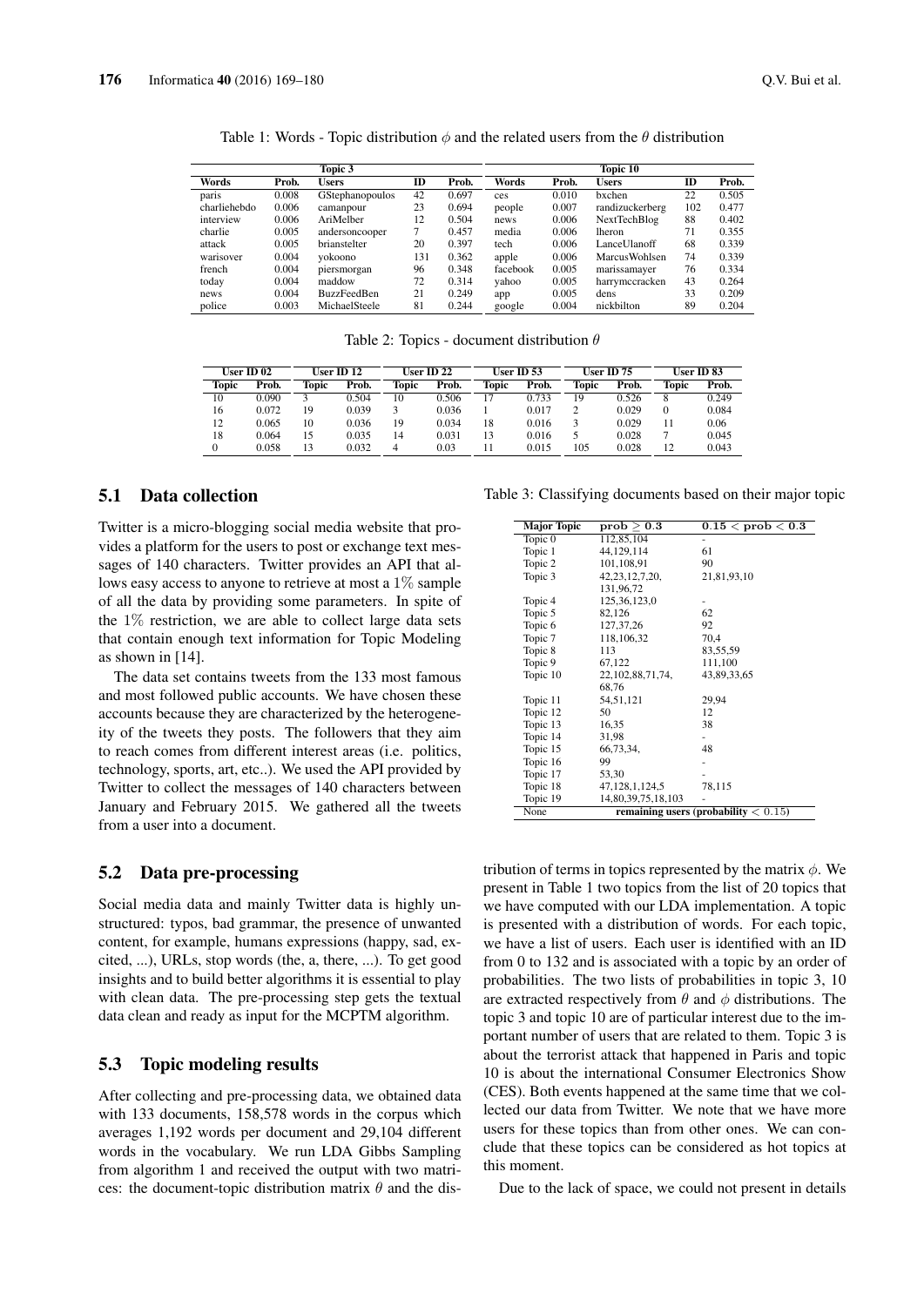Table 1: Words - Topic distribution $\phi$ and the related users from the $\theta$ distribution

| Topic 3 | | | | | Topic 10 | | | | |
|---|---|---|---|---|---|---|---|---|---|
| Words | Prob. | Users | ID | Prob. | Words | Prob. | Users | ID | Prob. |
| paris | 0.008 | GStephanopoulos | 42 | 0.697 | ces | 0.010 | bxchen | 22 | 0.505 |
| charliehebdo | 0.006 | camanpour | 23 | 0.694 | people | 0.007 | randizuckerberg | 102 | 0.477 |
| interview | 0.006 | AriMelber | 12 | 0.504 | news | 0.006 | NextTechBlog | 88 | 0.402 |
| charlie | 0.005 | andersoncooper | 7 | 0.457 | media | 0.006 | lheron | 71 | 0.355 |
| attack | 0.005 | brianstelter | 20 | 0.397 | tech | 0.006 | LanceUlanoff | 68 | 0.339 |
| warisover | 0.004 | yokoono | 131 | 0.362 | apple | 0.006 | MarcusWohlsen | 74 | 0.339 |
| french | 0.004 | piersmorgan | 96 | 0.348 | facebook | 0.005 | marissamayer | 76 | 0.334 |
| today | 0.004 | maddow | 72 | 0.314 | yahoo | 0.005 | harrymccracken | 43 | 0.264 |
| news | 0.004 | BuzzFeedBen | 21 | 0.249 | app | 0.005 | dens | 33 | 0.209 |
| police | 0.003 | MichaelSteele | 81 | 0.244 | google | 0.004 | nickbilton | 89 | 0.204 |

Table 2: Topics - document distribution $\theta$

| User ID 02 | | User ID 12 | | User ID 22 | | User ID 53 | | User ID 75 | | User ID 83 | |
|---|---|---|---|---|---|---|---|---|---|---|---|
| Topic | Prob. | Topic | Prob. | Topic | Prob. | Topic | Prob. | Topic | Prob. | Topic | Prob. |
| 10 | 0.090 | 3 | 0.504 | 10 | 0.506 | 17 | 0.733 | 19 | 0.526 | 8 | 0.249 |
| 16 | 0.072 | 19 | 0.039 | 3 | 0.036 | 1 | 0.017 | 2 | 0.029 | 0 | 0.084 |
| 12 | 0.065 | 10 | 0.036 | 19 | 0.034 | 18 | 0.016 | 3 | 0.029 | 11 | 0.06 |
| 18 | 0.064 | 15 | 0.035 | 14 | 0.031 | 13 | 0.016 | 5 | 0.028 | 7 | 0.045 |
| 0 | 0.058 | 13 | 0.032 | 4 | 0.03 | 11 | 0.015 | 105 | 0.028 | 12 | 0.043 |

## 5.1 Data collection

Twitter is a micro-blogging social media website that provides a platform for the users to post or exchange text messages of 140 characters. Twitter provides an API that allows easy access to anyone to retrieve at most a 1% sample of all the data by providing some parameters. In spite of the 1% restriction, we are able to collect large data sets that contain enough text information for Topic Modeling as shown in [14].

The data set contains tweets from the 133 most famous and most followed public accounts. We have chosen these accounts because they are characterized by the heterogeneity of the tweets they posts. The followers that they aim to reach comes from different interest areas (i.e. politics, technology, sports, art, etc..). We used the API provided by Twitter to collect the messages of 140 characters between January and February 2015. We gathered all the tweets from a user into a document.

## 5.2 Data pre-processing

Social media data and mainly Twitter data is highly unstructured: typos, bad grammar, the presence of unwanted content, for example, humans expressions (happy, sad, excited, ...), URLs, stop words (the, a, there, ...). To get good insights and to build better algorithms it is essential to play with clean data. The pre-processing step gets the textual data clean and ready as input for the MCPTM algorithm.

## 5.3 Topic modeling results

After collecting and pre-processing data, we obtained data with 133 documents, 158,578 words in the corpus which averages 1,192 words per document and 29,104 different words in the vocabulary. We run LDA Gibbs Sampling from algorithm 1 and received the output with two matrices: the document-topic distribution matrix $\theta$ and the distribution of terms in topics represented by the matrix $\phi$. We present in Table 1 two topics from the list of 20 topics that we have computed with our LDA implementation. A topic is presented with a distribution of words. For each topic, we have a list of users. Each user is identified with an ID from 0 to 132 and is associated with a topic by an order of probabilities. The two lists of probabilities in topic 3, 10 are extracted respectively from $\theta$ and $\phi$ distributions. The topic 3 and topic 10 are of particular interest due to the important number of users that are related to them. Topic 3 is about the terrorist attack that happened in Paris and topic 10 is about the international Consumer Electronics Show (CES). Both events happened at the same time that we collected our data from Twitter. We note that we have more users for these topics than from other ones. We can conclude that these topics can be considered as hot topics at this moment.

Table 3: Classifying documents based on their major topic

| Major Topic | $\mathbf{prob \geq 0.3}$ | $\mathbf{0.15 < prob < 0.3}$ |
|---|---|---|
| Topic 0 | 112,85,104 | - |
| Topic 1 | 44,129,114 | 61 |
| Topic 2 | 101,108,91 | 90 |
| Topic 3 | 42,23,12,7,20, 131,96,72 | 21,81,93,10 |
| Topic 4 | 125,36,123,0 | - |
| Topic 5 | 82,126 | 62 |
| Topic 6 | 127,37,26 | 92 |
| Topic 7 | 118,106,32 | 70,4 |
| Topic 8 | 113 | 83,55,59 |
| Topic 9 | 67,122 | 111,100 |
| Topic 10 | 22,102,88,71,74, 68,76 | 43,89,33,65 |
| Topic 11 | 54,51,121 | 29,94 |
| Topic 12 | 50 | 12 |
| Topic 13 | 16,35 | 38 |
| Topic 14 | 31,98 | - |
| Topic 15 | 66,73,34, | 48 |
| Topic 16 | 99 | - |
| Topic 17 | 53,30 | - |
| Topic 18 | 47,128,1,124,5 | 78,115 |
| Topic 19 | 14,80,39,75,18,103 | - |
| None | **remaining users (probability $< 0.15$)** | |

Due to the lack of space, we could not present in details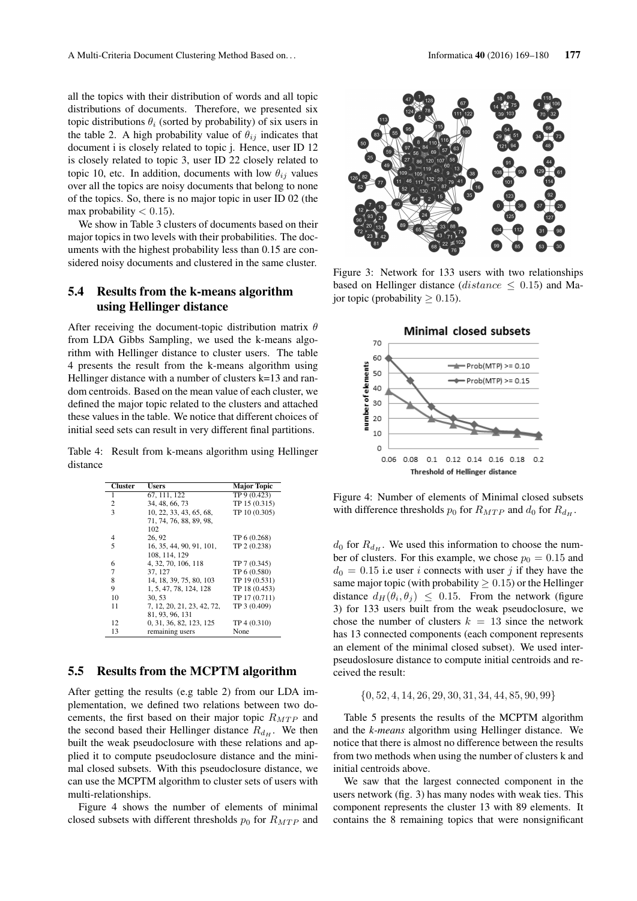all the topics with their distribution of words and all topic distributions of documents. Therefore, we presented six topic distributions $\theta_i$ (sorted by probability) of six users in the table 2. A high probability value of $\theta_{ij}$ indicates that document i is closely related to topic j. Hence, user ID 12 is closely related to topic 3, user ID 22 closely related to topic 10, etc. In addition, documents with low $\theta_{ij}$ values over all the topics are noisy documents that belong to none of the topics. So, there is no major topic in user ID 02 (the max probability $< 0.15$).

We show in Table 3 clusters of documents based on their major topics in two levels with their probabilities. The documents with the highest probability less than 0.15 are considered noisy documents and clustered in the same cluster.

## 5.4 Results from the k-means algorithm using Hellinger distance

After receiving the document-topic distribution matrix $\theta$ from LDA Gibbs Sampling, we used the k-means algorithm with Hellinger distance to cluster users. The table 4 presents the result from the k-means algorithm using Hellinger distance with a number of clusters k=13 and random centroids. Based on the mean value of each cluster, we defined the major topic related to the clusters and attached these values in the table. We notice that different choices of initial seed sets can result in very different final partitions.

Table 4: Result from k-means algorithm using Hellinger distance

| Cluster | Users | Major Topic |
|---|---|---|
| 1 | 67, 111, 122 | TP 9 (0.423) |
| 2 | 34, 48, 66, 73 | TP 15 (0.315) |
| 3 | 10, 22, 33, 43, 65, 68, 71, 74, 76, 88, 89, 98, 102 | TP 10 (0.305) |
| 4 | 26, 92 | TP 6 (0.268) |
| 5 | 16, 35, 44, 90, 91, 101, 108, 114, 129 | TP 2 (0.238) |
| 6 | 4, 32, 70, 106, 118 | TP 7 (0.345) |
| 7 | 37, 127 | TP 6 (0.580) |
| 8 | 14, 18, 39, 75, 80, 103 | TP 19 (0.531) |
| 9 | 1, 5, 47, 78, 124, 128 | TP 18 (0.453) |
| 10 | 30, 53 | TP 17 (0.711) |
| 11 | 7, 12, 20, 21, 23, 42, 72, 81, 93, 96, 131 | TP 3 (0.409) |
| 12 | 0, 31, 36, 82, 123, 125 | TP 4 (0.310) |
| 13 | remaining users | None |

## 5.5 Results from the MCPTM algorithm

After getting the results (e.g table 2) from our LDA implementation, we defined two relations between two docements, the first based on their major topic $R_{MTP}$ and the second based their Hellinger distance $R_{d_H}$. We then built the weak pseudoclosure with these relations and applied it to compute pseudoclosure distance and the minimal closed subsets. With this pseudoclosure distance, we can use the MCPTM algorithm to cluster sets of users with multi-relationships.

Figure 4 shows the number of elements of minimal closed subsets with different thresholds $p_0$ for $R_{MTP}$ and $d_0$ for $R_{d_H}$. We used this information to choose the number of clusters. For this example, we chose $p_0 = 0.15$ and $d_0 = 0.15$ i.e user $i$ connects with user $j$ if they have the same major topic (with probability $\geq 0.15$) or the Hellinger distance $d_H(\theta_i, \theta_j) \leq 0.15$. From the network (figure 3) for 133 users built from the weak pseudoclosure, we chose the number of clusters $k = 13$ since the network has 13 connected components (each component represents an element of the minimal closed subset). We used inter-pseudoslosure distance to compute initial centroids and received the result:

$$\{0, 52, 4, 14, 26, 29, 30, 31, 34, 44, 85, 90, 99\}$$

Table 5 presents the results of the MCPTM algorithm and the *k-means* algorithm using Hellinger distance. We notice that there is almost no difference between the results from two methods when using the number of clusters k and initial centroids above.

We saw that the largest connected component in the users network (fig. 3) has many nodes with weak ties. This component represents the cluster 13 with 89 elements. It contains the 8 remaining topics that were nonsignificant

Figure 3: Network for 133 users with two relationships based on Hellinger distance ($distance \leq 0.15$) and Major topic (probability $\geq 0.15$).

Figure 4: Number of elements of Minimal closed subsets with difference thresholds $p_0$ for $R_{MTP}$ and $d_0$ for $R_{d_H}$.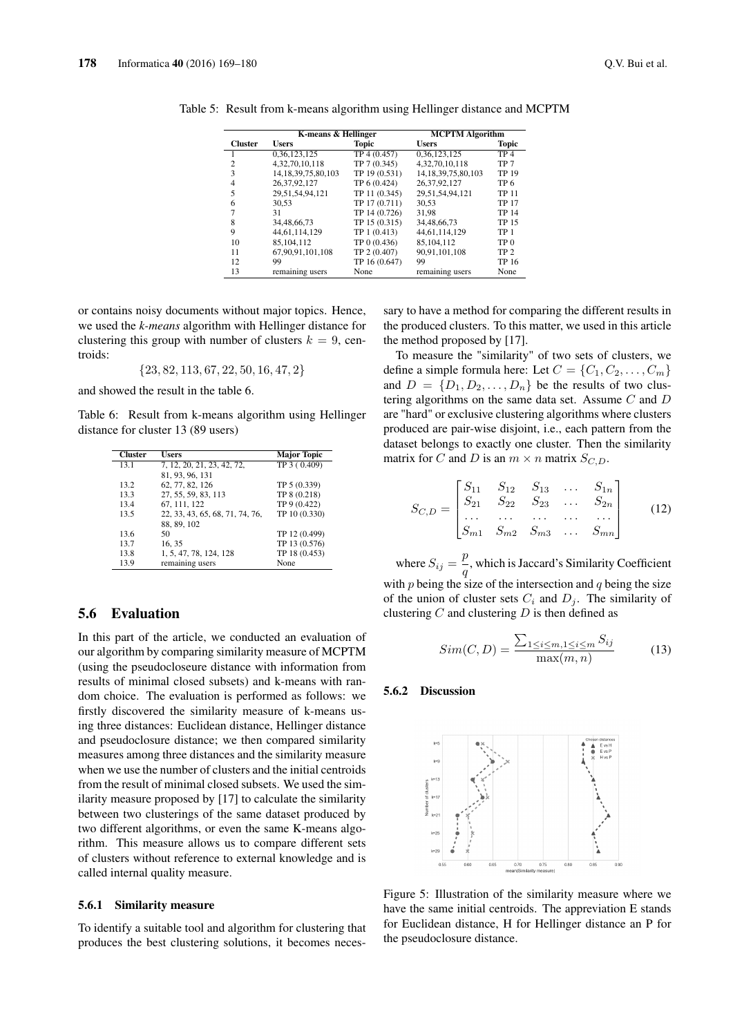Table 5: Result from k-means algorithm using Hellinger distance and MCPTM

| | K-means & Hellinger | | MCPTM Algorithm | |
|---|---|---|---|---|
| Cluster | Users | Topic | Users | Topic |
| 1 | 0,36,123,125 | TP 4 (0.457) | 0,36,123,125 | TP 4 |
| 2 | 4,32,70,10,118 | TP 7 (0.345) | 4,32,70,10,118 | TP 7 |
| 3 | 14,18,39,75,80,103 | TP 19 (0.531) | 14,18,39,75,80,103 | TP 19 |
| 4 | 26,37,92,127 | TP 6 (0.424) | 26,37,92,127 | TP 6 |
| 5 | 29,51,54,94,121 | TP 11 (0.345) | 29,51,54,94,121 | TP 11 |
| 6 | 30,53 | TP 17 (0.711) | 30,53 | TP 17 |
| 7 | 31 | TP 14 (0.726) | 31,98 | TP 14 |
| 8 | 34,48,66,73 | TP 15 (0.315) | 34,48,66,73 | TP 15 |
| 9 | 44,61,114,129 | TP 1 (0.413) | 44,61,114,129 | TP 1 |
| 10 | 85,104,112 | TP 0 (0.436) | 85,104,112 | TP 0 |
| 11 | 67,90,91,101,108 | TP 2 (0.407) | 90,91,101,108 | TP 2 |
| 12 | 99 | TP 16 (0.647) | 99 | TP 16 |
| 13 | remaining users | None | remaining users | None |

or contains noisy documents without major topics. Hence, we used the *k-means* algorithm with Hellinger distance for clustering this group with number of clusters $k = 9$, centroids:

$$\{23, 82, 113, 67, 22, 50, 16, 47, 2\}$$

and showed the result in the table 6.

Table 6: Result from k-means algorithm using Hellinger distance for cluster 13 (89 users)

| Cluster | Users | Major Topic |
|---|---|---|
| 13.1 | 7, 12, 20, 21, 23, 42, 72, 81, 93, 96, 131 | TP 3 ( 0.409) |
| 13.2 | 62, 77, 82, 126 | TP 5 (0.339) |
| 13.3 | 27, 55, 59, 83, 113 | TP 8 (0.218) |
| 13.4 | 67, 111, 122 | TP 9 (0.422) |
| 13.5 | 22, 33, 43, 65, 68, 71, 74, 76, 88, 89, 102 | TP 10 (0.330) |
| 13.6 | 50 | TP 12 (0.499) |
| 13.7 | 16, 35 | TP 13 (0.576) |
| 13.8 | 1, 5, 47, 78, 124, 128 | TP 18 (0.453) |
| 13.9 | remaining users | None |

## 5.6 Evaluation

In this part of the article, we conducted an evaluation of our algorithm by comparing similarity measure of MCPTM (using the pseudocloseure distance with information from results of minimal closed subsets) and k-means with random choice. The evaluation is performed as follows: we firstly discovered the similarity measure of k-means using three distances: Euclidean distance, Hellinger distance and pseudoclosure distance; we then compared similarity measures among three distances and the similarity measure when we use the number of clusters and the initial centroids from the result of minimal closed subsets. We used the similarity measure proposed by [17] to calculate the similarity between two clusterings of the same dataset produced by two different algorithms, or even the same K-means algorithm. This measure allows us to compare different sets of clusters without reference to external knowledge and is called internal quality measure.

### 5.6.1 Similarity measure

To identify a suitable tool and algorithm for clustering that produces the best clustering solutions, it becomes necessary to have a method for comparing the different results in the produced clusters. To this matter, we used in this article the method proposed by [17].

To measure the "similarity" of two sets of clusters, we define a simple formula here: Let $C = \{C_1, C_2, \ldots, C_m\}$ and $D = \{D_1, D_2, \ldots, D_n\}$ be the results of two clustering algorithms on the same data set. Assume $C$ and $D$ are "hard" or exclusive clustering algorithms where clusters produced are pair-wise disjoint, i.e., each pattern from the dataset belongs to exactly one cluster. Then the similarity matrix for $C$ and $D$ is an $m \times n$ matrix $S_{C,D}$.

$$S_{C,D} = \begin{bmatrix} S_{11} & S_{12} & S_{13} & \ldots & S_{1n} \\ S_{21} & S_{22} & S_{23} & \ldots & S_{2n} \\ \ldots & \ldots & \ldots & \ldots & \ldots \\ S_{m1} & S_{m2} & S_{m3} & \ldots & S_{mn} \end{bmatrix} \tag{12}$$

where $S_{ij} = \dfrac{p}{q}$, which is Jaccard's Similarity Coefficient with $p$ being the size of the intersection and $q$ being the size of the union of cluster sets $C_i$ and $D_j$. The similarity of clustering $C$ and clustering $D$ is then defined as

$$Sim(C, D) = \frac{\sum_{1 \leq i \leq m, 1 \leq i \leq m} S_{ij}}{\max(m, n)} \tag{13}$$

### 5.6.2 Discussion

Figure 5: Illustration of the similarity measure where we have the same initial centroids. The appreviation E stands for Euclidean distance, H for Hellinger distance an P for the pseudoclosure distance.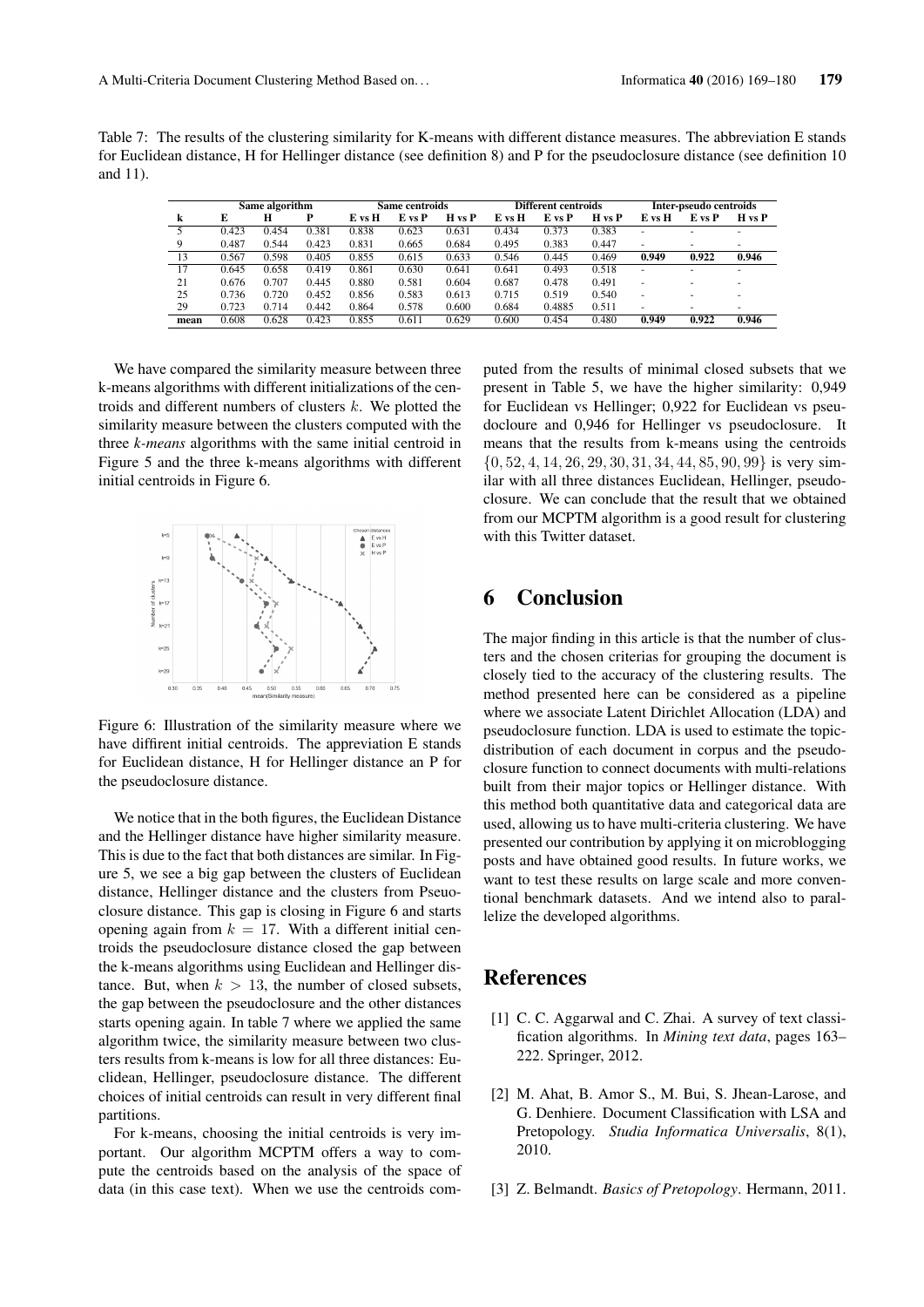Table 7: The results of the clustering similarity for K-means with different distance measures. The abbreviation E stands for Euclidean distance, H for Hellinger distance (see definition 8) and P for the pseudoclosure distance (see definition 10 and 11).

| | Same algorithm | | | Same centroids | | | Different centroids | | | Inter-pseudo centroids | | |
|---|---|---|---|---|---|---|---|---|---|---|---|---|
| **k** | **E** | **H** | **P** | **E vs H** | **E vs P** | **H vs P** | **E vs H** | **E vs P** | **H vs P** | **E vs H** | **E vs P** | **H vs P** |
| 5 | 0.423 | 0.454 | 0.381 | 0.838 | 0.623 | 0.631 | 0.434 | 0.373 | 0.383 | - | - | - |
| 9 | 0.487 | 0.544 | 0.423 | 0.831 | 0.665 | 0.684 | 0.495 | 0.383 | 0.447 | - | - | - |
| 13 | 0.567 | 0.598 | 0.405 | 0.855 | 0.615 | 0.633 | 0.546 | 0.445 | 0.469 | **0.949** | **0.922** | **0.946** |
| 17 | 0.645 | 0.658 | 0.419 | 0.861 | 0.630 | 0.641 | 0.641 | 0.493 | 0.518 | - | - | - |
| 21 | 0.676 | 0.707 | 0.445 | 0.880 | 0.581 | 0.604 | 0.687 | 0.478 | 0.491 | - | - | - |
| 25 | 0.736 | 0.720 | 0.452 | 0.856 | 0.583 | 0.613 | 0.715 | 0.519 | 0.540 | - | - | - |
| 29 | 0.723 | 0.714 | 0.442 | 0.864 | 0.578 | 0.600 | 0.684 | 0.4885 | 0.511 | - | - | - |
| **mean** | 0.608 | 0.628 | 0.423 | 0.855 | 0.611 | 0.629 | 0.600 | 0.454 | 0.480 | **0.949** | **0.922** | **0.946** |

We have compared the similarity measure between three k-means algorithms with different initializations of the centroids and different numbers of clusters $k$. We plotted the similarity measure between the clusters computed with the three *k-means* algorithms with the same initial centroid in Figure 5 and the three k-means algorithms with different initial centroids in Figure 6.

Figure 6: Illustration of the similarity measure where we have diffirent initial centroids. The appreviation E stands for Euclidean distance, H for Hellinger distance an P for the pseudoclosure distance.

We notice that in the both figures, the Euclidean Distance and the Hellinger distance have higher similarity measure. This is due to the fact that both distances are similar. In Figure 5, we see a big gap between the clusters of Euclidean distance, Hellinger distance and the clusters from Pseuoclosure distance. This gap is closing in Figure 6 and starts opening again from $k = 17$. With a different initial centroids the pseudoclosure distance closed the gap between the k-means algorithms using Euclidean and Hellinger distance. But, when $k > 13$, the number of closed subsets, the gap between the pseudoclosure and the other distances starts opening again. In table 7 where we applied the same algorithm twice, the similarity measure between two clusters results from k-means is low for all three distances: Euclidean, Hellinger, pseudoclosure distance. The different choices of initial centroids can result in very different final partitions.

For k-means, choosing the initial centroids is very important. Our algorithm MCPTM offers a way to compute the centroids based on the analysis of the space of data (in this case text). When we use the centroids computed from the results of minimal closed subsets that we present in Table 5, we have the higher similarity: 0,949 for Euclidean vs Hellinger; 0,922 for Euclidean vs pseudocloure and 0,946 for Hellinger vs pseudoclosure. It means that the results from k-means using the centroids $\{0, 52, 4, 14, 26, 29, 30, 31, 34, 44, 85, 90, 99\}$ is very similar with all three distances Euclidean, Hellinger, pseudoclosure. We can conclude that the result that we obtained from our MCPTM algorithm is a good result for clustering with this Twitter dataset.

# 6 Conclusion

The major finding in this article is that the number of clusters and the chosen criterias for grouping the document is closely tied to the accuracy of the clustering results. The method presented here can be considered as a pipeline where we associate Latent Dirichlet Allocation (LDA) and pseudoclosure function. LDA is used to estimate the topic-distribution of each document in corpus and the pseudoclosure function to connect documents with multi-relations built from their major topics or Hellinger distance. With this method both quantitative data and categorical data are used, allowing us to have multi-criteria clustering. We have presented our contribution by applying it on microblogging posts and have obtained good results. In future works, we want to test these results on large scale and more conventional benchmark datasets. And we intend also to parallelize the developed algorithms.

# References

[1] C. C. Aggarwal and C. Zhai. A survey of text classification algorithms. In *Mining text data*, pages 163–222. Springer, 2012.

[2] M. Ahat, B. Amor S., M. Bui, S. Jhean-Larose, and G. Denhiere. Document Classification with LSA and Pretopology. *Studia Informatica Universalis*, 8(1), 2010.

[3] Z. Belmandt. *Basics of Pretopology*. Hermann, 2011.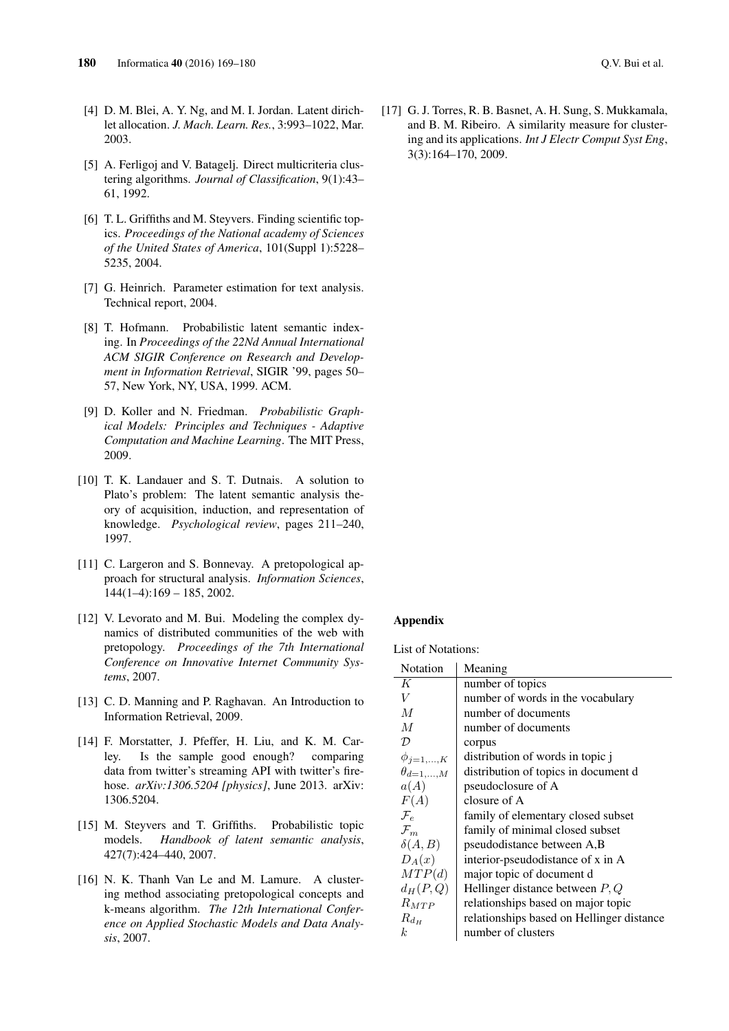[4] D. M. Blei, A. Y. Ng, and M. I. Jordan. Latent dirichlet allocation. *J. Mach. Learn. Res.*, 3:993–1022, Mar. 2003.

[5] A. Ferligoj and V. Batagelj. Direct multicriteria clustering algorithms. *Journal of Classification*, 9(1):43–61, 1992.

[6] T. L. Griffiths and M. Steyvers. Finding scientific topics. *Proceedings of the National academy of Sciences of the United States of America*, 101(Suppl 1):5228–5235, 2004.

[7] G. Heinrich. Parameter estimation for text analysis. Technical report, 2004.

[8] T. Hofmann. Probabilistic latent semantic indexing. In *Proceedings of the 22Nd Annual International ACM SIGIR Conference on Research and Development in Information Retrieval*, SIGIR '99, pages 50–57, New York, NY, USA, 1999. ACM.

[9] D. Koller and N. Friedman. *Probabilistic Graphical Models: Principles and Techniques - Adaptive Computation and Machine Learning*. The MIT Press, 2009.

[10] T. K. Landauer and S. T. Dutnais. A solution to Plato's problem: The latent semantic analysis theory of acquisition, induction, and representation of knowledge. *Psychological review*, pages 211–240, 1997.

[11] C. Largeron and S. Bonnevay. A pretopological approach for structural analysis. *Information Sciences*, 144(1–4):169 – 185, 2002.

[12] V. Levorato and M. Bui. Modeling the complex dynamics of distributed communities of the web with pretopology. *Proceedings of the 7th International Conference on Innovative Internet Community Systems*, 2007.

[13] C. D. Manning and P. Raghavan. An Introduction to Information Retrieval, 2009.

[14] F. Morstatter, J. Pfeffer, H. Liu, and K. M. Carley. Is the sample good enough? comparing data from twitter's streaming API with twitter's firehose. *arXiv:1306.5204 [physics]*, June 2013. arXiv: 1306.5204.

[15] M. Steyvers and T. Griffiths. Probabilistic topic models. *Handbook of latent semantic analysis*, 427(7):424–440, 2007.

[16] N. K. Thanh Van Le and M. Lamure. A clustering method associating pretopological concepts and k-means algorithm. *The 12th International Conference on Applied Stochastic Models and Data Analysis*, 2007.

[17] G. J. Torres, R. B. Basnet, A. H. Sung, S. Mukkamala, and B. M. Ribeiro. A similarity measure for clustering and its applications. *Int J Electr Comput Syst Eng*, 3(3):164–170, 2009.

## Appendix

List of Notations:

| Notation | Meaning |
|---|---|
| $K$ | number of topics |
| $V$ | number of words in the vocabulary |
| $M$ | number of documents |
| $M$ | number of documents |
| $\mathcal{D}$ | corpus |
| $\phi_{j=1,\ldots,K}$ | distribution of words in topic j |
| $\theta_{d=1,\ldots,M}$ | distribution of topics in document d |
| $a(A)$ | pseudoclosure of A |
| $F(A)$ | closure of A |
| $\mathcal{F}_e$ | family of elementary closed subset |
| $\mathcal{F}_m$ | family of minimal closed subset |
| $\delta(A, B)$ | pseudodistance between A,B |
| $D_A(x)$ | interior-pseudodistance of x in A |
| $MTP(d)$ | major topic of document d |
| $d_H(P, Q)$ | Hellinger distance between $P, Q$ |
| $R_{MTP}$ | relationships based on major topic |
| $R_{d_H}$ | relationships based on Hellinger distance |
| $k$ | number of clusters |